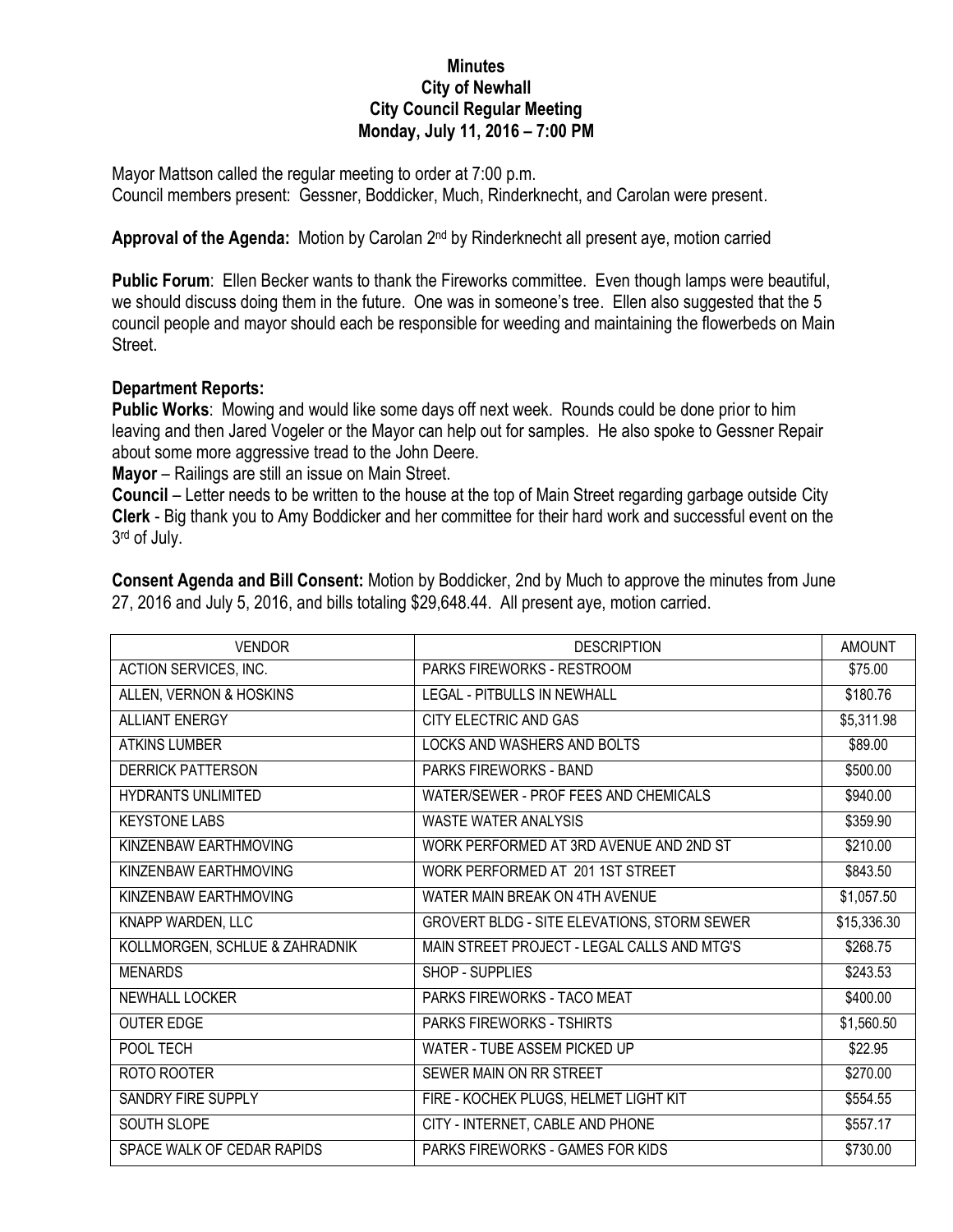**Minutes**
**City of Newhall**
**City Council Regular Meeting**
**Monday, July 11, 2016 – 7:00 PM**

Mayor Mattson called the regular meeting to order at 7:00 p.m.
Council members present: Gessner, Boddicker, Much, Rinderknecht, and Carolan were present.

**Approval of the Agenda:** Motion by Carolan 2nd by Rinderknecht all present aye, motion carried

**Public Forum**: Ellen Becker wants to thank the Fireworks committee. Even though lamps were beautiful, we should discuss doing them in the future. One was in someone's tree. Ellen also suggested that the 5 council people and mayor should each be responsible for weeding and maintaining the flowerbeds on Main Street.

**Department Reports:**
**Public Works**: Mowing and would like some days off next week. Rounds could be done prior to him leaving and then Jared Vogeler or the Mayor can help out for samples. He also spoke to Gessner Repair about some more aggressive tread to the John Deere.
**Mayor** – Railings are still an issue on Main Street.
**Council** – Letter needs to be written to the house at the top of Main Street regarding garbage outside City
**Clerk** - Big thank you to Amy Boddicker and her committee for their hard work and successful event on the 3rd of July.

**Consent Agenda and Bill Consent:** Motion by Boddicker, 2nd by Much to approve the minutes from June 27, 2016 and July 5, 2016, and bills totaling $29,648.44. All present aye, motion carried.

| VENDOR | DESCRIPTION | AMOUNT |
|---|---|---|
| ACTION SERVICES, INC. | PARKS FIREWORKS - RESTROOM | $75.00 |
| ALLEN, VERNON & HOSKINS | LEGAL - PITBULLS IN NEWHALL | $180.76 |
| ALLIANT ENERGY | CITY ELECTRIC AND GAS | $5,311.98 |
| ATKINS LUMBER | LOCKS AND WASHERS AND BOLTS | $89.00 |
| DERRICK PATTERSON | PARKS FIREWORKS - BAND | $500.00 |
| HYDRANTS UNLIMITED | WATER/SEWER - PROF FEES AND CHEMICALS | $940.00 |
| KEYSTONE LABS | WASTE WATER ANALYSIS | $359.90 |
| KINZENBAW EARTHMOVING | WORK PERFORMED AT 3RD AVENUE AND 2ND ST | $210.00 |
| KINZENBAW EARTHMOVING | WORK PERFORMED AT 201 1ST STREET | $843.50 |
| KINZENBAW EARTHMOVING | WATER MAIN BREAK ON 4TH AVENUE | $1,057.50 |
| KNAPP WARDEN, LLC | GROVERT BLDG - SITE ELEVATIONS, STORM SEWER | $15,336.30 |
| KOLLMORGEN, SCHLUE & ZAHRADNIK | MAIN STREET PROJECT - LEGAL CALLS AND MTG'S | $268.75 |
| MENARDS | SHOP - SUPPLIES | $243.53 |
| NEWHALL LOCKER | PARKS FIREWORKS - TACO MEAT | $400.00 |
| OUTER EDGE | PARKS FIREWORKS - TSHIRTS | $1,560.50 |
| POOL TECH | WATER - TUBE ASSEM PICKED UP | $22.95 |
| ROTO ROOTER | SEWER MAIN ON RR STREET | $270.00 |
| SANDRY FIRE SUPPLY | FIRE - KOCHEK PLUGS, HELMET LIGHT KIT | $554.55 |
| SOUTH SLOPE | CITY - INTERNET, CABLE AND PHONE | $557.17 |
| SPACE WALK OF CEDAR RAPIDS | PARKS FIREWORKS - GAMES FOR KIDS | $730.00 |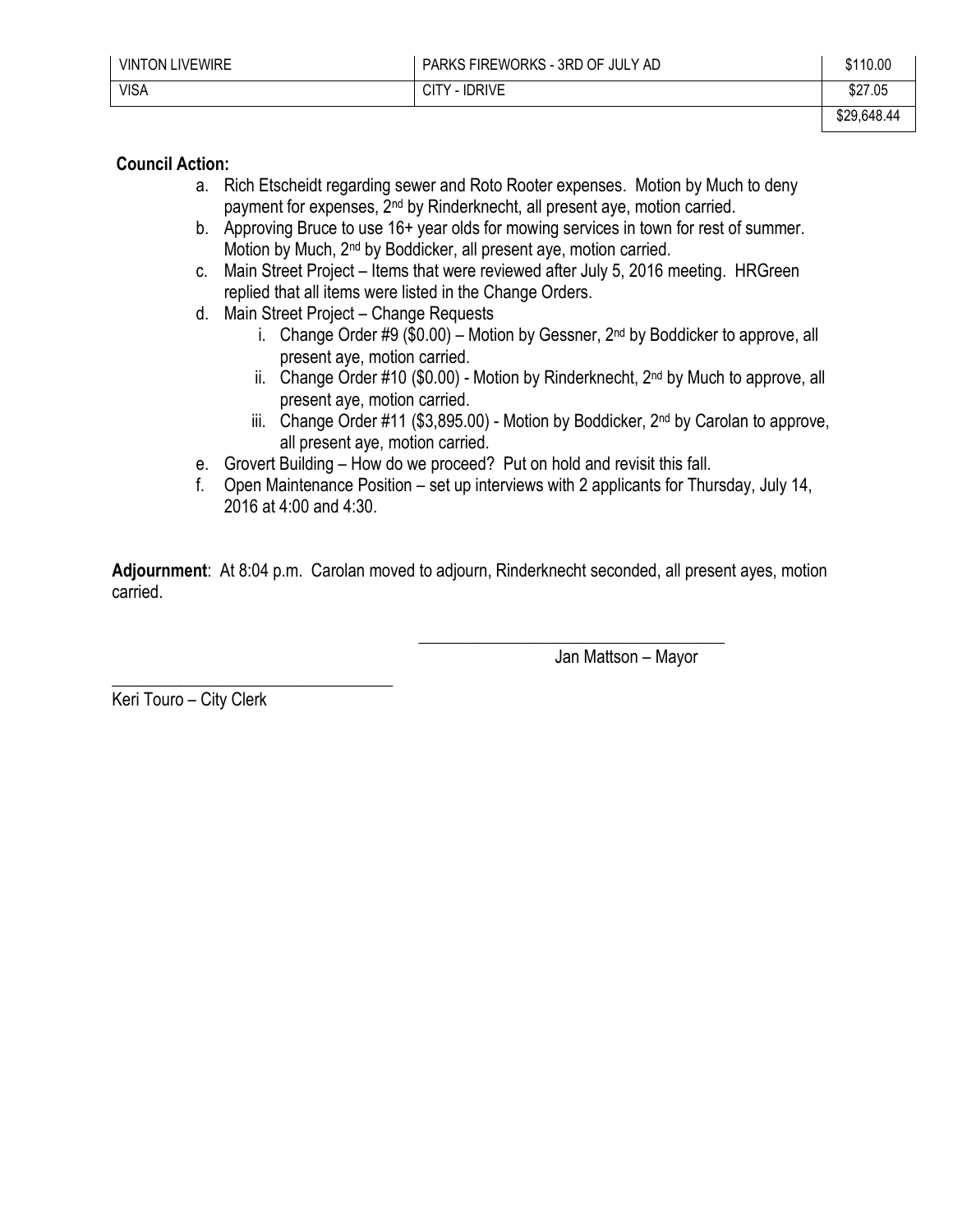| | | |
|---|---|---|
| VINTON LIVEWIRE | PARKS FIREWORKS - 3RD OF JULY AD | \$110.00 |
| VISA | CITY - IDRIVE | \$27.05 |
| | | \$29,648.44 |

**Council Action:**

a. Rich Etscheidt regarding sewer and Roto Rooter expenses. Motion by Much to deny payment for expenses, 2nd by Rinderknecht, all present aye, motion carried.
b. Approving Bruce to use 16+ year olds for mowing services in town for rest of summer. Motion by Much, 2nd by Boddicker, all present aye, motion carried.
c. Main Street Project – Items that were reviewed after July 5, 2016 meeting. HRGreen replied that all items were listed in the Change Orders.
d. Main Street Project – Change Requests
    i. Change Order #9 (\$0.00) – Motion by Gessner, 2nd by Boddicker to approve, all present aye, motion carried.
    ii. Change Order #10 (\$0.00) - Motion by Rinderknecht, 2nd by Much to approve, all present aye, motion carried.
    iii. Change Order #11 (\$3,895.00) - Motion by Boddicker, 2nd by Carolan to approve, all present aye, motion carried.
e. Grovert Building – How do we proceed? Put on hold and revisit this fall.
f. Open Maintenance Position – set up interviews with 2 applicants for Thursday, July 14, 2016 at 4:00 and 4:30.

**Adjournment**: At 8:04 p.m. Carolan moved to adjourn, Rinderknecht seconded, all present ayes, motion carried.

\_\_\_\_\_\_\_\_\_\_\_\_\_\_\_\_\_\_\_\_\_\_\_\_\_\_\_\_\_\_\_\_\_\_\_\_
Jan Mattson – Mayor

\_\_\_\_\_\_\_\_\_\_\_\_\_\_\_\_\_\_\_\_\_\_\_\_\_\_\_\_\_\_\_\_\_\_\_\_
Keri Touro – City Clerk